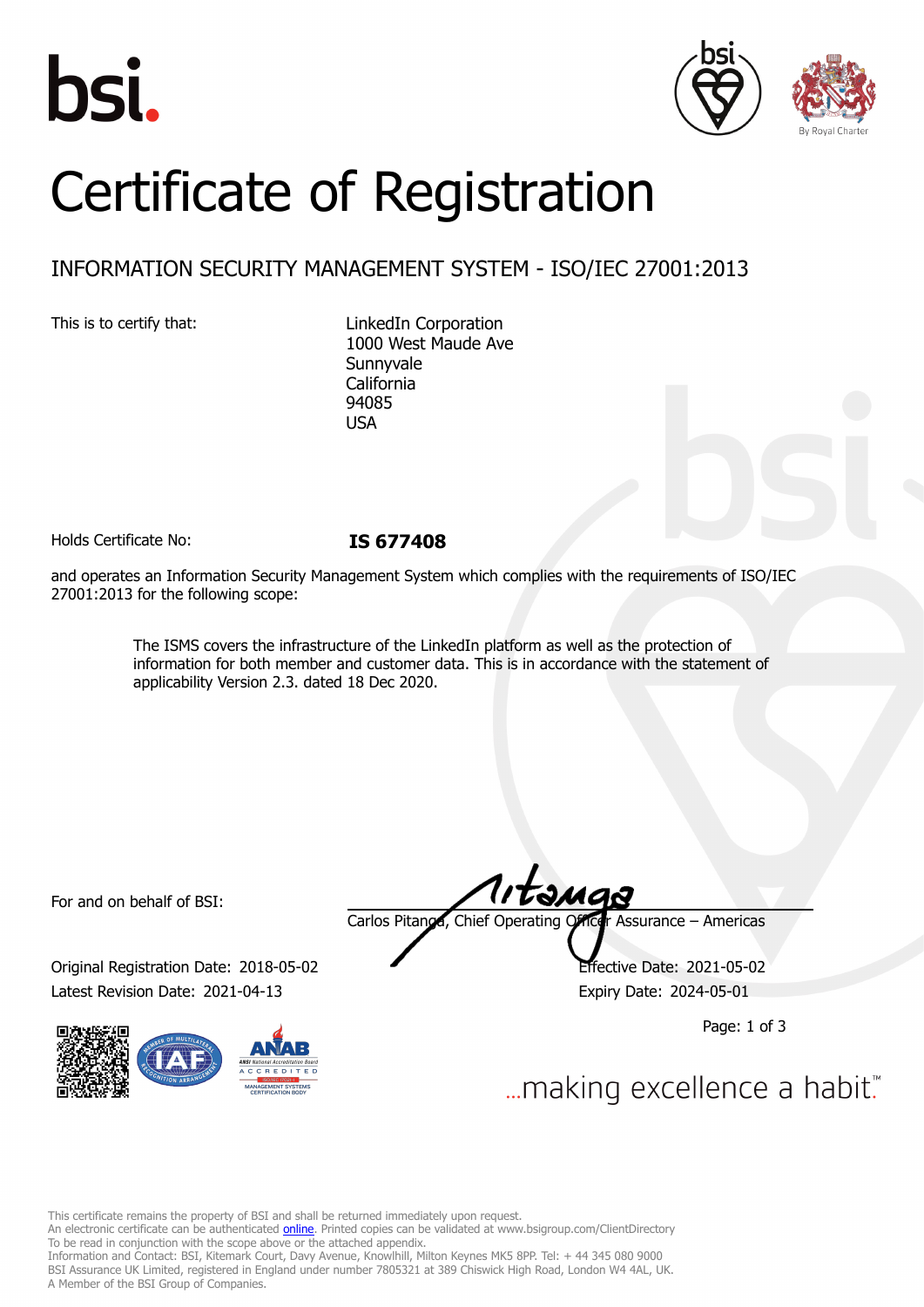# Certificate of Registration

## INFORMATION SECURITY MANAGEMENT SYSTEM - ISO/IEC 27001:2013

This is to certify that:

LinkedIn Corporation
1000 West Maude Ave
Sunnyvale
California
94085
USA

Holds Certificate No: **IS 677408**

and operates an Information Security Management System which complies with the requirements of ISO/IEC 27001:2013 for the following scope:

> The ISMS covers the infrastructure of the LinkedIn platform as well as the protection of information for both member and customer data. This is in accordance with the statement of applicability Version 2.3. dated 18 Dec 2020.

For and on behalf of BSI:

Carlos Pitanga, Chief Operating Officer Assurance – Americas

Original Registration Date: 2018-05-02
Effective Date: 2021-05-02
Latest Revision Date: 2021-04-13
Expiry Date: 2024-05-01

...making excellence a habit.™

This certificate remains the property of BSI and shall be returned immediately upon request.
An electronic certificate can be authenticated online. Printed copies can be validated at www.bsigroup.com/ClientDirectory
To be read in conjunction with the scope above or the attached appendix.
Information and Contact: BSI, Kitemark Court, Davy Avenue, Knowlhill, Milton Keynes MK5 8PP. Tel: + 44 345 080 9000
BSI Assurance UK Limited, registered in England under number 7805321 at 389 Chiswick High Road, London W4 4AL, UK.
A Member of the BSI Group of Companies.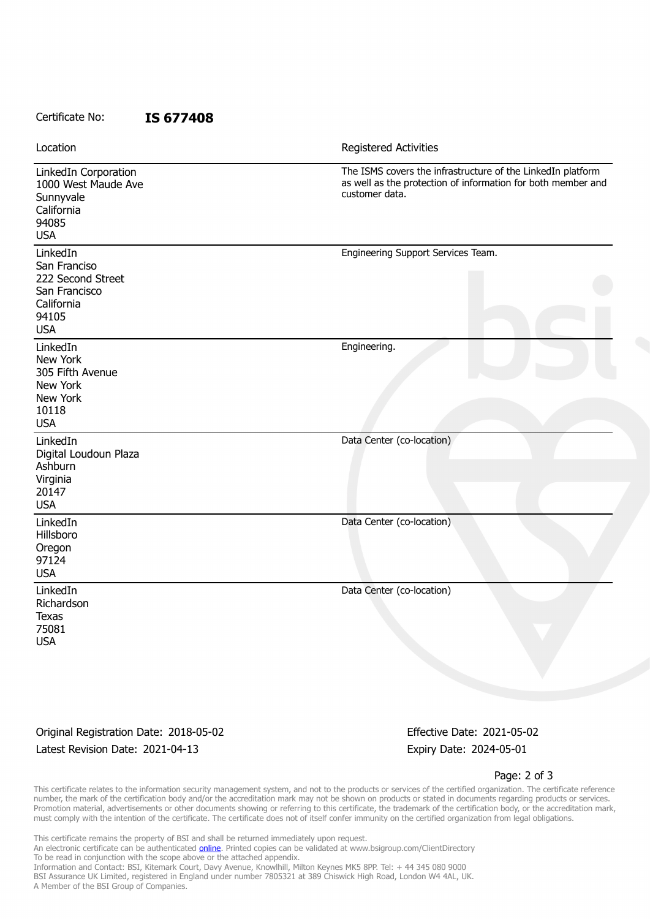Certificate No: **IS 677408**

| Location | Registered Activities |
| --- | --- |
| LinkedIn Corporation<br>1000 West Maude Ave<br>Sunnyvale<br>California<br>94085<br>USA | The ISMS covers the infrastructure of the LinkedIn platform as well as the protection of information for both member and customer data. |
| LinkedIn<br>San Franciso<br>222 Second Street<br>San Francisco<br>California<br>94105<br>USA | Engineering Support Services Team. |
| LinkedIn<br>New York<br>305 Fifth Avenue<br>New York<br>New York<br>10118<br>USA | Engineering. |
| LinkedIn<br>Digital Loudoun Plaza<br>Ashburn<br>Virginia<br>20147<br>USA | Data Center (co-location) |
| LinkedIn<br>Hillsboro<br>Oregon<br>97124<br>USA | Data Center (co-location) |
| LinkedIn<br>Richardson<br>Texas<br>75081<br>USA | Data Center (co-location) |

Original Registration Date: 2018-05-02

Latest Revision Date: 2021-04-13

Effective Date: 2021-05-02

Expiry Date: 2024-05-01

This certificate relates to the information security management system, and not to the products or services of the certified organization. The certificate reference number, the mark of the certification body and/or the accreditation mark may not be shown on products or stated in documents regarding products or services. Promotion material, advertisements or other documents showing or referring to this certificate, the trademark of the certification body, or the accreditation mark, must comply with the intention of the certificate. The certificate does not of itself confer immunity on the certified organization from legal obligations.

This certificate remains the property of BSI and shall be returned immediately upon request.
An electronic certificate can be authenticated online. Printed copies can be validated at www.bsigroup.com/ClientDirectory
To be read in conjunction with the scope above or the attached appendix.
Information and Contact: BSI, Kitemark Court, Davy Avenue, Knowlhill, Milton Keynes MK5 8PP. Tel: + 44 345 080 9000
BSI Assurance UK Limited, registered in England under number 7805321 at 389 Chiswick High Road, London W4 4AL, UK.
A Member of the BSI Group of Companies.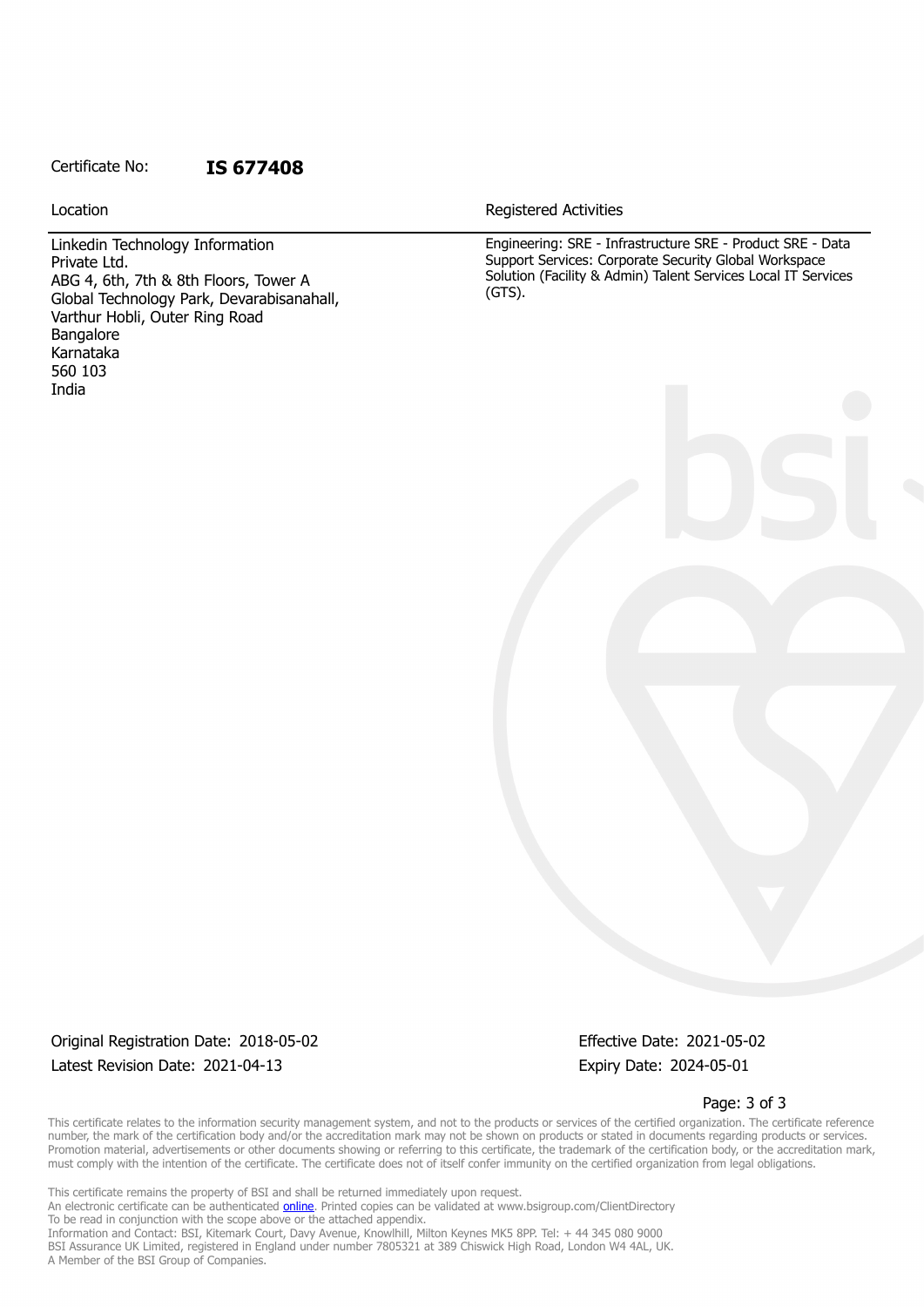Certificate No: **IS 677408**

| Location | Registered Activities |
| --- | --- |
| Linkedin Technology Information Private Ltd.<br>ABG 4, 6th, 7th & 8th Floors, Tower A<br>Global Technology Park, Devarabisanahall,<br>Varthur Hobli, Outer Ring Road<br>Bangalore<br>Karnataka<br>560 103<br>India | Engineering: SRE - Infrastructure SRE - Product SRE - Data Support Services: Corporate Security Global Workspace Solution (Facility & Admin) Talent Services Local IT Services (GTS). |

Original Registration Date: 2018-05-02

Latest Revision Date: 2021-04-13

Effective Date: 2021-05-02

Expiry Date: 2024-05-01

This certificate relates to the information security management system, and not to the products or services of the certified organization. The certificate reference number, the mark of the certification body and/or the accreditation mark may not be shown on products or stated in documents regarding products or services. Promotion material, advertisements or other documents showing or referring to this certificate, the trademark of the certification body, or the accreditation mark, must comply with the intention of the certificate. The certificate does not of itself confer immunity on the certified organization from legal obligations.

This certificate remains the property of BSI and shall be returned immediately upon request.
An electronic certificate can be authenticated online. Printed copies can be validated at www.bsigroup.com/ClientDirectory
To be read in conjunction with the scope above or the attached appendix.
Information and Contact: BSI, Kitemark Court, Davy Avenue, Knowlhill, Milton Keynes MK5 8PP. Tel: + 44 345 080 9000
BSI Assurance UK Limited, registered in England under number 7805321 at 389 Chiswick High Road, London W4 4AL, UK.
A Member of the BSI Group of Companies.